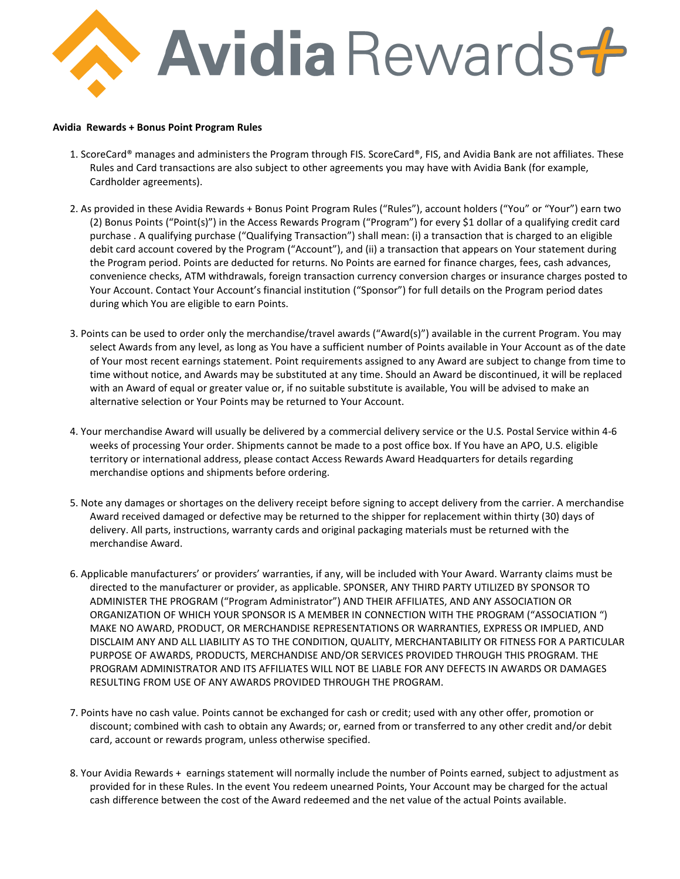# Avidia Rewards+

**Avidia Rewards + Bonus Point Program Rules**

1. ScoreCard® manages and administers the Program through FIS. ScoreCard®, FIS, and Avidia Bank are not affiliates. These Rules and Card transactions are also subject to other agreements you may have with Avidia Bank (for example, Cardholder agreements).

2. As provided in these Avidia Rewards + Bonus Point Program Rules ("Rules"), account holders ("You" or "Your") earn two (2) Bonus Points ("Point(s)") in the Access Rewards Program ("Program") for every $1 dollar of a qualifying credit card purchase . A qualifying purchase ("Qualifying Transaction") shall mean: (i) a transaction that is charged to an eligible debit card account covered by the Program ("Account"), and (ii) a transaction that appears on Your statement during the Program period. Points are deducted for returns. No Points are earned for finance charges, fees, cash advances, convenience checks, ATM withdrawals, foreign transaction currency conversion charges or insurance charges posted to Your Account. Contact Your Account's financial institution ("Sponsor") for full details on the Program period dates during which You are eligible to earn Points.

3. Points can be used to order only the merchandise/travel awards ("Award(s)") available in the current Program. You may select Awards from any level, as long as You have a sufficient number of Points available in Your Account as of the date of Your most recent earnings statement. Point requirements assigned to any Award are subject to change from time to time without notice, and Awards may be substituted at any time. Should an Award be discontinued, it will be replaced with an Award of equal or greater value or, if no suitable substitute is available, You will be advised to make an alternative selection or Your Points may be returned to Your Account.

4. Your merchandise Award will usually be delivered by a commercial delivery service or the U.S. Postal Service within 4-6 weeks of processing Your order. Shipments cannot be made to a post office box. If You have an APO, U.S. eligible territory or international address, please contact Access Rewards Award Headquarters for details regarding merchandise options and shipments before ordering.

5. Note any damages or shortages on the delivery receipt before signing to accept delivery from the carrier. A merchandise Award received damaged or defective may be returned to the shipper for replacement within thirty (30) days of delivery. All parts, instructions, warranty cards and original packaging materials must be returned with the merchandise Award.

6. Applicable manufacturers' or providers' warranties, if any, will be included with Your Award. Warranty claims must be directed to the manufacturer or provider, as applicable. SPONSER, ANY THIRD PARTY UTILIZED BY SPONSOR TO ADMINISTER THE PROGRAM ("Program Administrator") AND THEIR AFFILIATES, AND ANY ASSOCIATION OR ORGANIZATION OF WHICH YOUR SPONSOR IS A MEMBER IN CONNECTION WITH THE PROGRAM ("ASSOCIATION ") MAKE NO AWARD, PRODUCT, OR MERCHANDISE REPRESENTATIONS OR WARRANTIES, EXPRESS OR IMPLIED, AND DISCLAIM ANY AND ALL LIABILITY AS TO THE CONDITION, QUALITY, MERCHANTABILITY OR FITNESS FOR A PARTICULAR PURPOSE OF AWARDS, PRODUCTS, MERCHANDISE AND/OR SERVICES PROVIDED THROUGH THIS PROGRAM. THE PROGRAM ADMINISTRATOR AND ITS AFFILIATES WILL NOT BE LIABLE FOR ANY DEFECTS IN AWARDS OR DAMAGES RESULTING FROM USE OF ANY AWARDS PROVIDED THROUGH THE PROGRAM.

7. Points have no cash value. Points cannot be exchanged for cash or credit; used with any other offer, promotion or discount; combined with cash to obtain any Awards; or, earned from or transferred to any other credit and/or debit card, account or rewards program, unless otherwise specified.

8. Your Avidia Rewards + earnings statement will normally include the number of Points earned, subject to adjustment as provided for in these Rules. In the event You redeem unearned Points, Your Account may be charged for the actual cash difference between the cost of the Award redeemed and the net value of the actual Points available.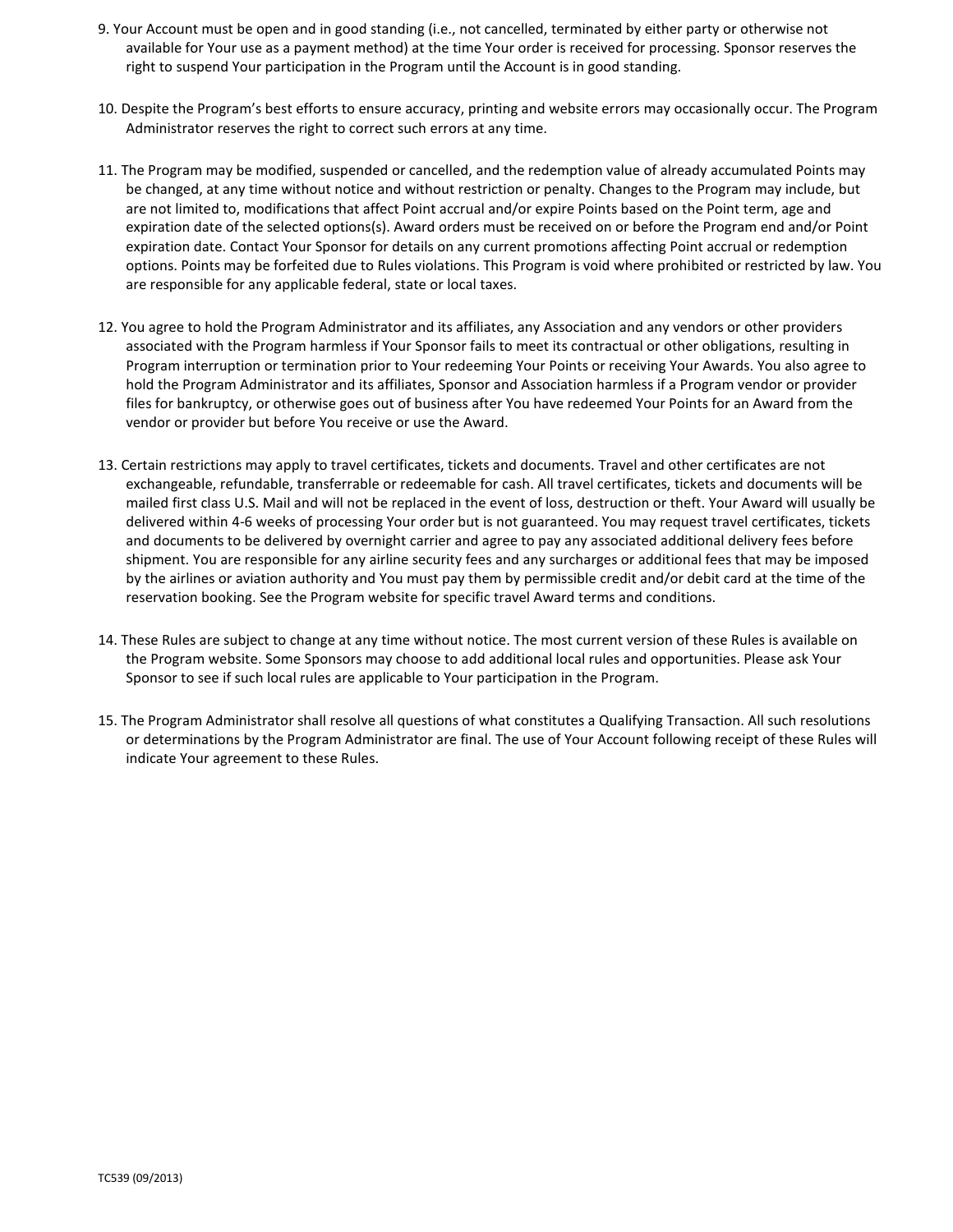9. Your Account must be open and in good standing (i.e., not cancelled, terminated by either party or otherwise not available for Your use as a payment method) at the time Your order is received for processing. Sponsor reserves the right to suspend Your participation in the Program until the Account is in good standing.

10. Despite the Program's best efforts to ensure accuracy, printing and website errors may occasionally occur. The Program Administrator reserves the right to correct such errors at any time.

11. The Program may be modified, suspended or cancelled, and the redemption value of already accumulated Points may be changed, at any time without notice and without restriction or penalty. Changes to the Program may include, but are not limited to, modifications that affect Point accrual and/or expire Points based on the Point term, age and expiration date of the selected options(s). Award orders must be received on or before the Program end and/or Point expiration date. Contact Your Sponsor for details on any current promotions affecting Point accrual or redemption options. Points may be forfeited due to Rules violations. This Program is void where prohibited or restricted by law. You are responsible for any applicable federal, state or local taxes.

12. You agree to hold the Program Administrator and its affiliates, any Association and any vendors or other providers associated with the Program harmless if Your Sponsor fails to meet its contractual or other obligations, resulting in Program interruption or termination prior to Your redeeming Your Points or receiving Your Awards. You also agree to hold the Program Administrator and its affiliates, Sponsor and Association harmless if a Program vendor or provider files for bankruptcy, or otherwise goes out of business after You have redeemed Your Points for an Award from the vendor or provider but before You receive or use the Award.

13. Certain restrictions may apply to travel certificates, tickets and documents. Travel and other certificates are not exchangeable, refundable, transferrable or redeemable for cash. All travel certificates, tickets and documents will be mailed first class U.S. Mail and will not be replaced in the event of loss, destruction or theft. Your Award will usually be delivered within 4-6 weeks of processing Your order but is not guaranteed. You may request travel certificates, tickets and documents to be delivered by overnight carrier and agree to pay any associated additional delivery fees before shipment. You are responsible for any airline security fees and any surcharges or additional fees that may be imposed by the airlines or aviation authority and You must pay them by permissible credit and/or debit card at the time of the reservation booking. See the Program website for specific travel Award terms and conditions.

14. These Rules are subject to change at any time without notice. The most current version of these Rules is available on the Program website. Some Sponsors may choose to add additional local rules and opportunities. Please ask Your Sponsor to see if such local rules are applicable to Your participation in the Program.

15. The Program Administrator shall resolve all questions of what constitutes a Qualifying Transaction. All such resolutions or determinations by the Program Administrator are final. The use of Your Account following receipt of these Rules will indicate Your agreement to these Rules.

TC539 (09/2013)